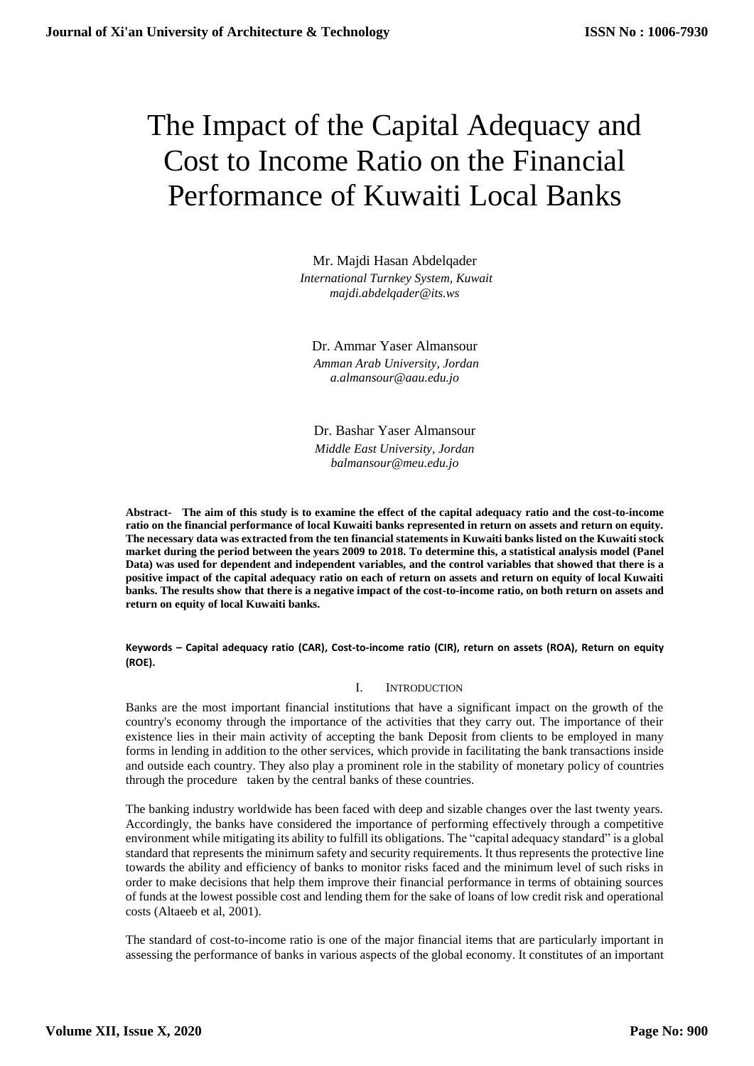# The Impact of the Capital Adequacy and Cost to Income Ratio on the Financial Performance of Kuwaiti Local Banks

Mr. Majdi Hasan Abdelqader
*International Turnkey System, Kuwait*
*majdi.abdelqader@its.ws*

Dr. Ammar Yaser Almansour
*Amman Arab University, Jordan*
*a.almansour@aau.edu.jo*

Dr. Bashar Yaser Almansour
*Middle East University, Jordan*
*balmansour@meu.edu.jo*

**Abstract- The aim of this study is to examine the effect of the capital adequacy ratio and the cost-to-income ratio on the financial performance of local Kuwaiti banks represented in return on assets and return on equity. The necessary data was extracted from the ten financial statements in Kuwaiti banks listed on the Kuwaiti stock market during the period between the years 2009 to 2018. To determine this, a statistical analysis model (Panel Data) was used for dependent and independent variables, and the control variables that showed that there is a positive impact of the capital adequacy ratio on each of return on assets and return on equity of local Kuwaiti banks. The results show that there is a negative impact of the cost-to-income ratio, on both return on assets and return on equity of local Kuwaiti banks.**

**Keywords – Capital adequacy ratio (CAR), Cost-to-income ratio (CIR), return on assets (ROA), Return on equity (ROE).**

## I. Introduction

Banks are the most important financial institutions that have a significant impact on the growth of the country's economy through the importance of the activities that they carry out. The importance of their existence lies in their main activity of accepting the bank Deposit from clients to be employed in many forms in lending in addition to the other services, which provide in facilitating the bank transactions inside and outside each country. They also play a prominent role in the stability of monetary policy of countries through the procedure taken by the central banks of these countries.

The banking industry worldwide has been faced with deep and sizable changes over the last twenty years. Accordingly, the banks have considered the importance of performing effectively through a competitive environment while mitigating its ability to fulfill its obligations. The "capital adequacy standard" is a global standard that represents the minimum safety and security requirements. It thus represents the protective line towards the ability and efficiency of banks to monitor risks faced and the minimum level of such risks in order to make decisions that help them improve their financial performance in terms of obtaining sources of funds at the lowest possible cost and lending them for the sake of loans of low credit risk and operational costs (Altaeeb et al, 2001).

The standard of cost-to-income ratio is one of the major financial items that are particularly important in assessing the performance of banks in various aspects of the global economy. It constitutes of an important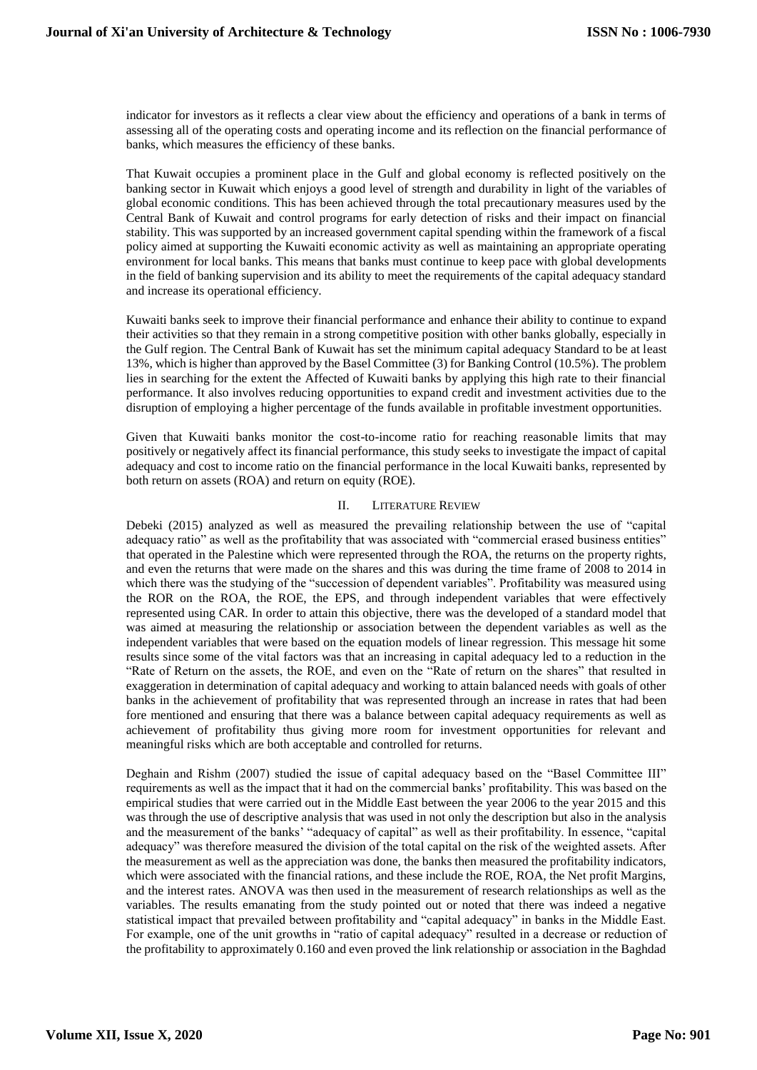indicator for investors as it reflects a clear view about the efficiency and operations of a bank in terms of assessing all of the operating costs and operating income and its reflection on the financial performance of banks, which measures the efficiency of these banks.

That Kuwait occupies a prominent place in the Gulf and global economy is reflected positively on the banking sector in Kuwait which enjoys a good level of strength and durability in light of the variables of global economic conditions. This has been achieved through the total precautionary measures used by the Central Bank of Kuwait and control programs for early detection of risks and their impact on financial stability. This was supported by an increased government capital spending within the framework of a fiscal policy aimed at supporting the Kuwaiti economic activity as well as maintaining an appropriate operating environment for local banks. This means that banks must continue to keep pace with global developments in the field of banking supervision and its ability to meet the requirements of the capital adequacy standard and increase its operational efficiency.

Kuwaiti banks seek to improve their financial performance and enhance their ability to continue to expand their activities so that they remain in a strong competitive position with other banks globally, especially in the Gulf region. The Central Bank of Kuwait has set the minimum capital adequacy Standard to be at least 13%, which is higher than approved by the Basel Committee (3) for Banking Control (10.5%). The problem lies in searching for the extent the Affected of Kuwaiti banks by applying this high rate to their financial performance. It also involves reducing opportunities to expand credit and investment activities due to the disruption of employing a higher percentage of the funds available in profitable investment opportunities.

Given that Kuwaiti banks monitor the cost-to-income ratio for reaching reasonable limits that may positively or negatively affect its financial performance, this study seeks to investigate the impact of capital adequacy and cost to income ratio on the financial performance in the local Kuwaiti banks, represented by both return on assets (ROA) and return on equity (ROE).

## II. Literature Review

Debeki (2015) analyzed as well as measured the prevailing relationship between the use of "capital adequacy ratio" as well as the profitability that was associated with "commercial erased business entities" that operated in the Palestine which were represented through the ROA, the returns on the property rights, and even the returns that were made on the shares and this was during the time frame of 2008 to 2014 in which there was the studying of the "succession of dependent variables". Profitability was measured using the ROR on the ROA, the ROE, the EPS, and through independent variables that were effectively represented using CAR. In order to attain this objective, there was the developed of a standard model that was aimed at measuring the relationship or association between the dependent variables as well as the independent variables that were based on the equation models of linear regression. This message hit some results since some of the vital factors was that an increasing in capital adequacy led to a reduction in the "Rate of Return on the assets, the ROE, and even on the "Rate of return on the shares" that resulted in exaggeration in determination of capital adequacy and working to attain balanced needs with goals of other banks in the achievement of profitability that was represented through an increase in rates that had been fore mentioned and ensuring that there was a balance between capital adequacy requirements as well as achievement of profitability thus giving more room for investment opportunities for relevant and meaningful risks which are both acceptable and controlled for returns.

Deghain and Rishm (2007) studied the issue of capital adequacy based on the "Basel Committee III" requirements as well as the impact that it had on the commercial banks' profitability. This was based on the empirical studies that were carried out in the Middle East between the year 2006 to the year 2015 and this was through the use of descriptive analysis that was used in not only the description but also in the analysis and the measurement of the banks' "adequacy of capital" as well as their profitability. In essence, "capital adequacy" was therefore measured the division of the total capital on the risk of the weighted assets. After the measurement as well as the appreciation was done, the banks then measured the profitability indicators, which were associated with the financial rations, and these include the ROE, ROA, the Net profit Margins, and the interest rates. ANOVA was then used in the measurement of research relationships as well as the variables. The results emanating from the study pointed out or noted that there was indeed a negative statistical impact that prevailed between profitability and "capital adequacy" in banks in the Middle East. For example, one of the unit growths in "ratio of capital adequacy" resulted in a decrease or reduction of the profitability to approximately 0.160 and even proved the link relationship or association in the Baghdad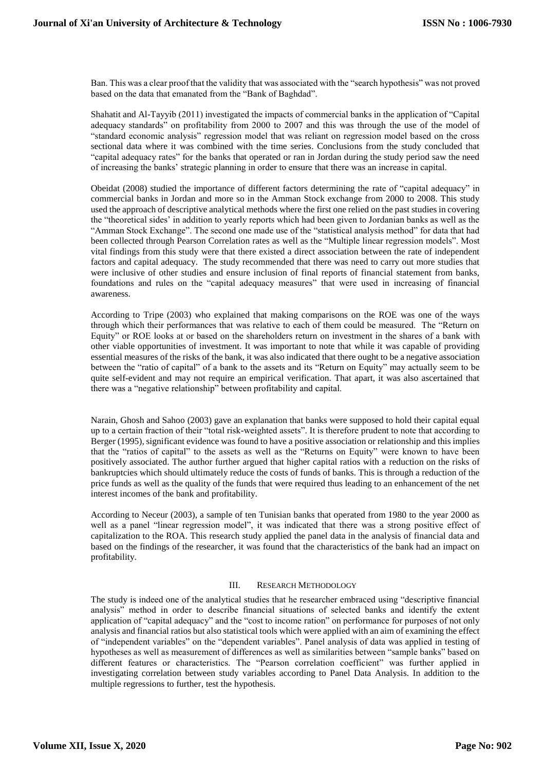Ban. This was a clear proof that the validity that was associated with the "search hypothesis" was not proved based on the data that emanated from the "Bank of Baghdad".

Shahatit and Al-Tayyib (2011) investigated the impacts of commercial banks in the application of "Capital adequacy standards" on profitability from 2000 to 2007 and this was through the use of the model of "standard economic analysis" regression model that was reliant on regression model based on the cross sectional data where it was combined with the time series. Conclusions from the study concluded that "capital adequacy rates" for the banks that operated or ran in Jordan during the study period saw the need of increasing the banks' strategic planning in order to ensure that there was an increase in capital.

Obeidat (2008) studied the importance of different factors determining the rate of "capital adequacy" in commercial banks in Jordan and more so in the Amman Stock exchange from 2000 to 2008. This study used the approach of descriptive analytical methods where the first one relied on the past studies in covering the "theoretical sides' in addition to yearly reports which had been given to Jordanian banks as well as the "Amman Stock Exchange". The second one made use of the "statistical analysis method" for data that had been collected through Pearson Correlation rates as well as the "Multiple linear regression models". Most vital findings from this study were that there existed a direct association between the rate of independent factors and capital adequacy. The study recommended that there was need to carry out more studies that were inclusive of other studies and ensure inclusion of final reports of financial statement from banks, foundations and rules on the "capital adequacy measures" that were used in increasing of financial awareness.

According to Tripe (2003) who explained that making comparisons on the ROE was one of the ways through which their performances that was relative to each of them could be measured. The "Return on Equity" or ROE looks at or based on the shareholders return on investment in the shares of a bank with other viable opportunities of investment. It was important to note that while it was capable of providing essential measures of the risks of the bank, it was also indicated that there ought to be a negative association between the "ratio of capital" of a bank to the assets and its "Return on Equity" may actually seem to be quite self-evident and may not require an empirical verification. That apart, it was also ascertained that there was a "negative relationship" between profitability and capital.

Narain, Ghosh and Sahoo (2003) gave an explanation that banks were supposed to hold their capital equal up to a certain fraction of their "total risk-weighted assets". It is therefore prudent to note that according to Berger (1995), significant evidence was found to have a positive association or relationship and this implies that the "ratios of capital" to the assets as well as the "Returns on Equity" were known to have been positively associated. The author further argued that higher capital ratios with a reduction on the risks of bankruptcies which should ultimately reduce the costs of funds of banks. This is through a reduction of the price funds as well as the quality of the funds that were required thus leading to an enhancement of the net interest incomes of the bank and profitability.

According to Neceur (2003), a sample of ten Tunisian banks that operated from 1980 to the year 2000 as well as a panel "linear regression model", it was indicated that there was a strong positive effect of capitalization to the ROA. This research study applied the panel data in the analysis of financial data and based on the findings of the researcher, it was found that the characteristics of the bank had an impact on profitability.

## III. Research Methodology

The study is indeed one of the analytical studies that he researcher embraced using "descriptive financial analysis" method in order to describe financial situations of selected banks and identify the extent application of "capital adequacy" and the "cost to income ration" on performance for purposes of not only analysis and financial ratios but also statistical tools which were applied with an aim of examining the effect of "independent variables" on the "dependent variables". Panel analysis of data was applied in testing of hypotheses as well as measurement of differences as well as similarities between "sample banks" based on different features or characteristics. The "Pearson correlation coefficient" was further applied in investigating correlation between study variables according to Panel Data Analysis. In addition to the multiple regressions to further, test the hypothesis.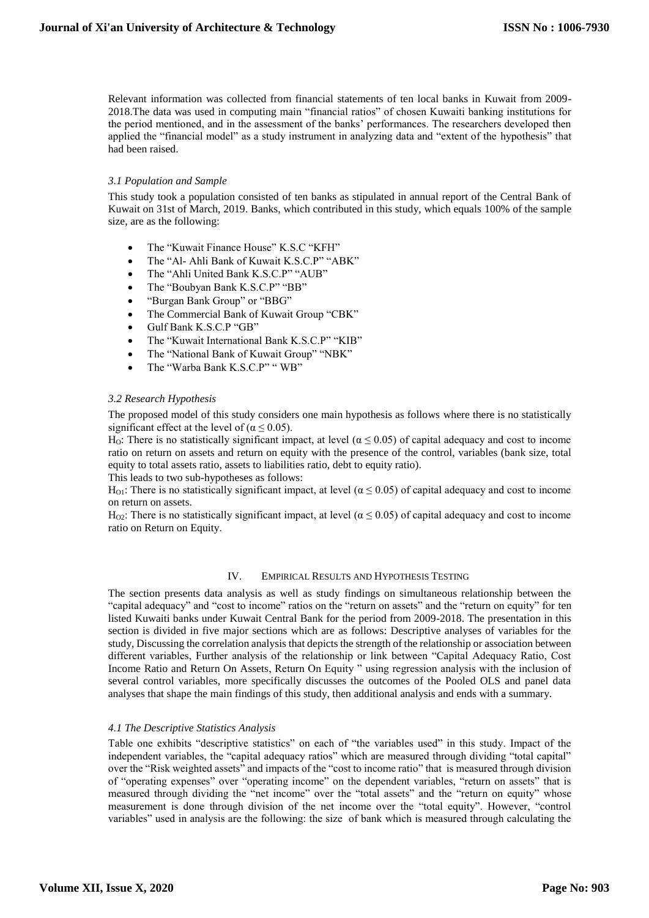Relevant information was collected from financial statements of ten local banks in Kuwait from 2009-2018.The data was used in computing main "financial ratios" of chosen Kuwaiti banking institutions for the period mentioned, and in the assessment of the banks' performances. The researchers developed then applied the "financial model" as a study instrument in analyzing data and "extent of the hypothesis" that had been raised.

### *3.1 Population and Sample*

This study took a population consisted of ten banks as stipulated in annual report of the Central Bank of Kuwait on 31st of March, 2019. Banks, which contributed in this study, which equals 100% of the sample size, are as the following:

- The "Kuwait Finance House" K.S.C "KFH"
- The "Al- Ahli Bank of Kuwait K.S.C.P" "ABK"
- The "Ahli United Bank K.S.C.P" "AUB"
- The "Boubyan Bank K.S.C.P" "BB"
- "Burgan Bank Group" or "BBG"
- The Commercial Bank of Kuwait Group "CBK"
- Gulf Bank K.S.C.P "GB"
- The "Kuwait International Bank K.S.C.P" "KIB"
- The "National Bank of Kuwait Group" "NBK"
- The "Warba Bank K.S.C.P" " WB"

### *3.2 Research Hypothesis*

The proposed model of this study considers one main hypothesis as follows where there is no statistically significant effect at the level of ($\alpha \leq 0.05$).

$H_O$: There is no statistically significant impact, at level ($\alpha \leq 0.05$) of capital adequacy and cost to income ratio on return on assets and return on equity with the presence of the control, variables (bank size, total equity to total assets ratio, assets to liabilities ratio, debt to equity ratio).

This leads to two sub-hypotheses as follows:

$H_{O1}$: There is no statistically significant impact, at level ($\alpha \leq 0.05$) of capital adequacy and cost to income on return on assets.

$H_{O2}$: There is no statistically significant impact, at level ($\alpha \leq 0.05$) of capital adequacy and cost to income ratio on Return on Equity.

## IV. Empirical Results and Hypothesis Testing

The section presents data analysis as well as study findings on simultaneous relationship between the "capital adequacy" and "cost to income" ratios on the "return on assets" and the "return on equity" for ten listed Kuwaiti banks under Kuwait Central Bank for the period from 2009-2018. The presentation in this section is divided in five major sections which are as follows: Descriptive analyses of variables for the study, Discussing the correlation analysis that depicts the strength of the relationship or association between different variables, Further analysis of the relationship or link between "Capital Adequacy Ratio, Cost Income Ratio and Return On Assets, Return On Equity " using regression analysis with the inclusion of several control variables, more specifically discusses the outcomes of the Pooled OLS and panel data analyses that shape the main findings of this study, then additional analysis and ends with a summary.

### *4.1 The Descriptive Statistics Analysis*

Table one exhibits "descriptive statistics" on each of "the variables used" in this study. Impact of the independent variables, the "capital adequacy ratios" which are measured through dividing "total capital" over the "Risk weighted assets" and impacts of the "cost to income ratio" that is measured through division of "operating expenses" over "operating income" on the dependent variables, "return on assets" that is measured through dividing the "net income" over the "total assets" and the "return on equity" whose measurement is done through division of the net income over the "total equity". However, "control variables" used in analysis are the following: the size of bank which is measured through calculating the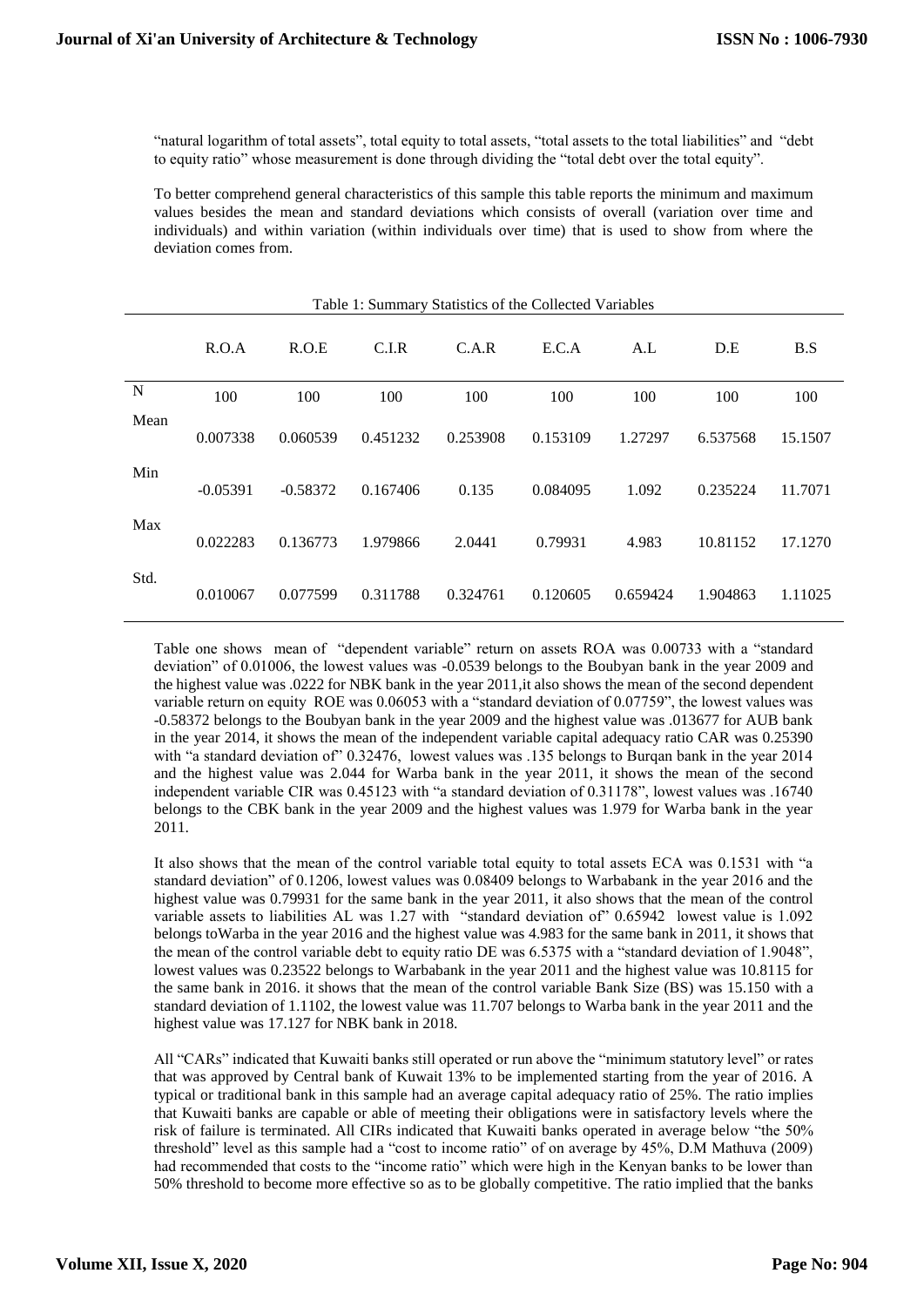"natural logarithm of total assets", total equity to total assets, "total assets to the total liabilities" and "debt to equity ratio" whose measurement is done through dividing the "total debt over the total equity".

To better comprehend general characteristics of this sample this table reports the minimum and maximum values besides the mean and standard deviations which consists of overall (variation over time and individuals) and within variation (within individuals over time) that is used to show from where the deviation comes from.

Table 1: Summary Statistics of the Collected Variables

| | R.O.A | R.O.E | C.I.R | C.A.R | E.C.A | A.L | D.E | B.S |
|---|---|---|---|---|---|---|---|---|
| N | 100 | 100 | 100 | 100 | 100 | 100 | 100 | 100 |
| Mean | 0.007338 | 0.060539 | 0.451232 | 0.253908 | 0.153109 | 1.27297 | 6.537568 | 15.1507 |
| Min | -0.05391 | -0.58372 | 0.167406 | 0.135 | 0.084095 | 1.092 | 0.235224 | 11.7071 |
| Max | 0.022283 | 0.136773 | 1.979866 | 2.0441 | 0.79931 | 4.983 | 10.81152 | 17.1270 |
| Std. | 0.010067 | 0.077599 | 0.311788 | 0.324761 | 0.120605 | 0.659424 | 1.904863 | 1.11025 |

Table one shows mean of "dependent variable" return on assets ROA was 0.00733 with a "standard deviation" of 0.01006, the lowest values was -0.0539 belongs to the Boubyan bank in the year 2009 and the highest value was .0222 for NBK bank in the year 2011,it also shows the mean of the second dependent variable return on equity ROE was 0.06053 with a "standard deviation of 0.07759", the lowest values was -0.58372 belongs to the Boubyan bank in the year 2009 and the highest value was .013677 for AUB bank in the year 2014, it shows the mean of the independent variable capital adequacy ratio CAR was 0.25390 with "a standard deviation of" 0.32476, lowest values was .135 belongs to Burqan bank in the year 2014 and the highest value was 2.044 for Warba bank in the year 2011, it shows the mean of the second independent variable CIR was 0.45123 with "a standard deviation of 0.31178", lowest values was .16740 belongs to the CBK bank in the year 2009 and the highest values was 1.979 for Warba bank in the year 2011.

It also shows that the mean of the control variable total equity to total assets ECA was 0.1531 with "a standard deviation" of 0.1206, lowest values was 0.08409 belongs to Warbabank in the year 2016 and the highest value was 0.79931 for the same bank in the year 2011, it also shows that the mean of the control variable assets to liabilities AL was 1.27 with "standard deviation of" 0.65942 lowest value is 1.092 belongs toWarba in the year 2016 and the highest value was 4.983 for the same bank in 2011, it shows that the mean of the control variable debt to equity ratio DE was 6.5375 with a "standard deviation of 1.9048", lowest values was 0.23522 belongs to Warbabank in the year 2011 and the highest value was 10.8115 for the same bank in 2016. it shows that the mean of the control variable Bank Size (BS) was 15.150 with a standard deviation of 1.1102, the lowest value was 11.707 belongs to Warba bank in the year 2011 and the highest value was 17.127 for NBK bank in 2018.

All "CARs" indicated that Kuwaiti banks still operated or run above the "minimum statutory level" or rates that was approved by Central bank of Kuwait 13% to be implemented starting from the year of 2016. A typical or traditional bank in this sample had an average capital adequacy ratio of 25%. The ratio implies that Kuwaiti banks are capable or able of meeting their obligations were in satisfactory levels where the risk of failure is terminated. All CIRs indicated that Kuwaiti banks operated in average below "the 50% threshold" level as this sample had a "cost to income ratio" of on average by 45%, D.M Mathuva (2009) had recommended that costs to the "income ratio" which were high in the Kenyan banks to be lower than 50% threshold to become more effective so as to be globally competitive. The ratio implied that the banks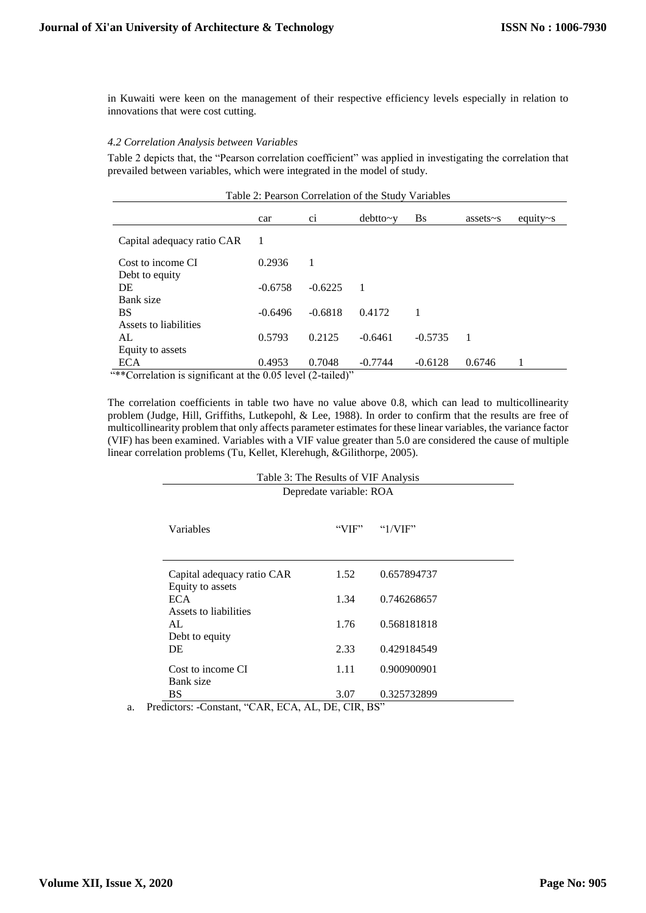in Kuwaiti were keen on the management of their respective efficiency levels especially in relation to innovations that were cost cutting.

### *4.2 Correlation Analysis between Variables*

Table 2 depicts that, the "Pearson correlation coefficient" was applied in investigating the correlation that prevailed between variables, which were integrated in the model of study.

Table 2: Pearson Correlation of the Study Variables

| | car | ci | debtto~y | Bs | assets~s | equity~s |
|---|---|---|---|---|---|---|
| Capital adequacy ratio CAR | 1 | | | | | |
| Cost to income CI | 0.2936 | 1 | | | | |
| Debt to equity DE | -0.6758 | -0.6225 | 1 | | | |
| Bank size BS | -0.6496 | -0.6818 | 0.4172 | 1 | | |
| Assets to liabilities AL | 0.5793 | 0.2125 | -0.6461 | -0.5735 | 1 | |
| Equity to assets ECA | 0.4953 | 0.7048 | -0.7744 | -0.6128 | 0.6746 | 1 |

"**Correlation is significant at the 0.05 level (2-tailed)"

The correlation coefficients in table two have no value above 0.8, which can lead to multicollinearity problem (Judge, Hill, Griffiths, Lutkepohl, & Lee, 1988). In order to confirm that the results are free of multicollinearity problem that only affects parameter estimates for these linear variables, the variance factor (VIF) has been examined. Variables with a VIF value greater than 5.0 are considered the cause of multiple linear correlation problems (Tu, Kellet, Klerehugh, &Gilithorpe, 2005).

Table 3: The Results of VIF Analysis

Depredate variable: ROA

| Variables | "VIF" | "1/VIF" |
|---|---|---|
| Capital adequacy ratio CAR | 1.52 | 0.657894737 |
| Equity to assets ECA | 1.34 | 0.746268657 |
| Assets to liabilities AL | 1.76 | 0.568181818 |
| Debt to equity DE | 2.33 | 0.429184549 |
| Cost to income CI | 1.11 | 0.900900901 |
| Bank size BS | 3.07 | 0.325732899 |

a. Predictors: -Constant, "CAR, ECA, AL, DE, CIR, BS"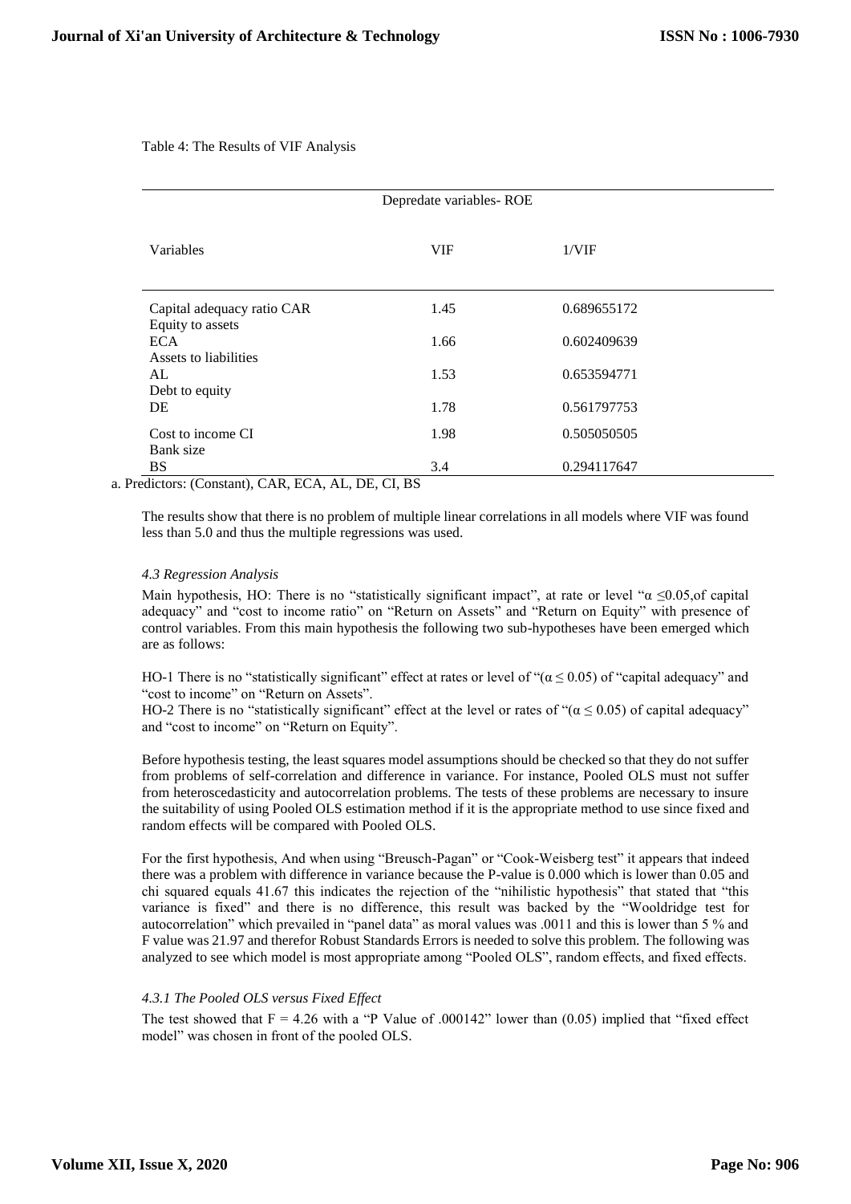Table 4: The Results of VIF Analysis

| Depredate variables- ROE | | |
|---|---|---|
| Variables | VIF | 1/VIF |
| Capital adequacy ratio CAR | 1.45 | 0.689655172 |
| Equity to assets ECA | 1.66 | 0.602409639 |
| Assets to liabilities AL | 1.53 | 0.653594771 |
| Debt to equity DE | 1.78 | 0.561797753 |
| Cost to income CI | 1.98 | 0.505050505 |
| Bank size BS | 3.4 | 0.294117647 |

a. Predictors: (Constant), CAR, ECA, AL, DE, CI, BS

The results show that there is no problem of multiple linear correlations in all models where VIF was found less than 5.0 and thus the multiple regressions was used.

### *4.3 Regression Analysis*

Main hypothesis, HO: There is no "statistically significant impact", at rate or level "$\alpha \leq 0.05$,of capital adequacy" and "cost to income ratio" on "Return on Assets" and "Return on Equity" with presence of control variables. From this main hypothesis the following two sub-hypotheses have been emerged which are as follows:

HO-1 There is no "statistically significant" effect at rates or level of "($\alpha \leq 0.05$) of "capital adequacy" and "cost to income" on "Return on Assets".

HO-2 There is no "statistically significant" effect at the level or rates of "($\alpha \leq 0.05$) of capital adequacy" and "cost to income" on "Return on Equity".

Before hypothesis testing, the least squares model assumptions should be checked so that they do not suffer from problems of self-correlation and difference in variance. For instance, Pooled OLS must not suffer from heteroscedasticity and autocorrelation problems. The tests of these problems are necessary to insure the suitability of using Pooled OLS estimation method if it is the appropriate method to use since fixed and random effects will be compared with Pooled OLS.

For the first hypothesis, And when using "Breusch-Pagan" or "Cook-Weisberg test" it appears that indeed there was a problem with difference in variance because the P-value is 0.000 which is lower than 0.05 and chi squared equals 41.67 this indicates the rejection of the "nihilistic hypothesis" that stated that "this variance is fixed" and there is no difference, this result was backed by the "Wooldridge test for autocorrelation" which prevailed in "panel data" as moral values was .0011 and this is lower than 5 % and F value was 21.97 and therefor Robust Standards Errors is needed to solve this problem. The following was analyzed to see which model is most appropriate among "Pooled OLS", random effects, and fixed effects.

#### *4.3.1 The Pooled OLS versus Fixed Effect*

The test showed that $F = 4.26$ with a "P Value of .000142" lower than (0.05) implied that "fixed effect model" was chosen in front of the pooled OLS.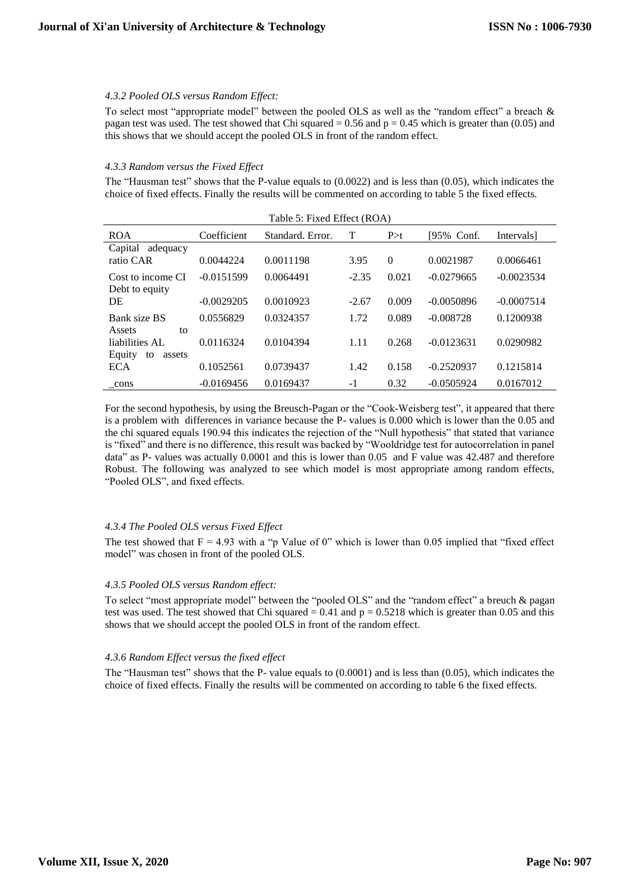#### *4.3.2 Pooled OLS versus Random Effect:*

To select most “appropriate model” between the pooled OLS as well as the “random effect” a breach & pagan test was used. The test showed that Chi squared = 0.56 and p = 0.45 which is greater than (0.05) and this shows that we should accept the pooled OLS in front of the random effect.

#### *4.3.3 Random versus the Fixed Effect*

The “Hausman test” shows that the P-value equals to (0.0022) and is less than (0.05), which indicates the choice of fixed effects. Finally the results will be commented on according to table 5 the fixed effects.

Table 5: Fixed Effect (ROA)

| ROA | Coefficient | Standard. Error. | T | P>t | [95% Conf. | Intervals] |
|---|---|---|---|---|---|---|
| Capital adequacy ratio CAR | 0.0044224 | 0.0011198 | 3.95 | 0 | 0.0021987 | 0.0066461 |
| Cost to income CI | -0.0151599 | 0.0064491 | -2.35 | 0.021 | -0.0279665 | -0.0023534 |
| Debt to equity DE | -0.0029205 | 0.0010923 | -2.67 | 0.009 | -0.0050896 | -0.0007514 |
| Bank size BS | 0.0556829 | 0.0324357 | 1.72 | 0.089 | -0.008728 | 0.1200938 |
| Assets to liabilities AL | 0.0116324 | 0.0104394 | 1.11 | 0.268 | -0.0123631 | 0.0290982 |
| Equity to assets ECA | 0.1052561 | 0.0739437 | 1.42 | 0.158 | -0.2520937 | 0.1215814 |
| _cons | -0.0169456 | 0.0169437 | -1 | 0.32 | -0.0505924 | 0.0167012 |

For the second hypothesis, by using the Breusch-Pagan or the “Cook-Weisberg test”, it appeared that there is a problem with differences in variance because the P- values is 0.000 which is lower than the 0.05 and the chi squared equals 190.94 this indicates the rejection of the “Null hypothesis” that stated that variance is “fixed” and there is no difference, this result was backed by “Wooldridge test for autocorrelation in panel data” as P- values was actually 0.0001 and this is lower than 0.05 and F value was 42.487 and therefore Robust. The following was analyzed to see which model is most appropriate among random effects, “Pooled OLS”, and fixed effects.

#### *4.3.4 The Pooled OLS versus Fixed Effect*

The test showed that F = 4.93 with a “p Value of 0” which is lower than 0.05 implied that “fixed effect model” was chosen in front of the pooled OLS.

#### *4.3.5 Pooled OLS versus Random effect:*

To select “most appropriate model” between the “pooled OLS” and the “random effect” a breuch & pagan test was used. The test showed that Chi squared = 0.41 and p = 0.5218 which is greater than 0.05 and this shows that we should accept the pooled OLS in front of the random effect.

#### *4.3.6 Random Effect versus the fixed effect*

The “Hausman test” shows that the P- value equals to (0.0001) and is less than (0.05), which indicates the choice of fixed effects. Finally the results will be commented on according to table 6 the fixed effects.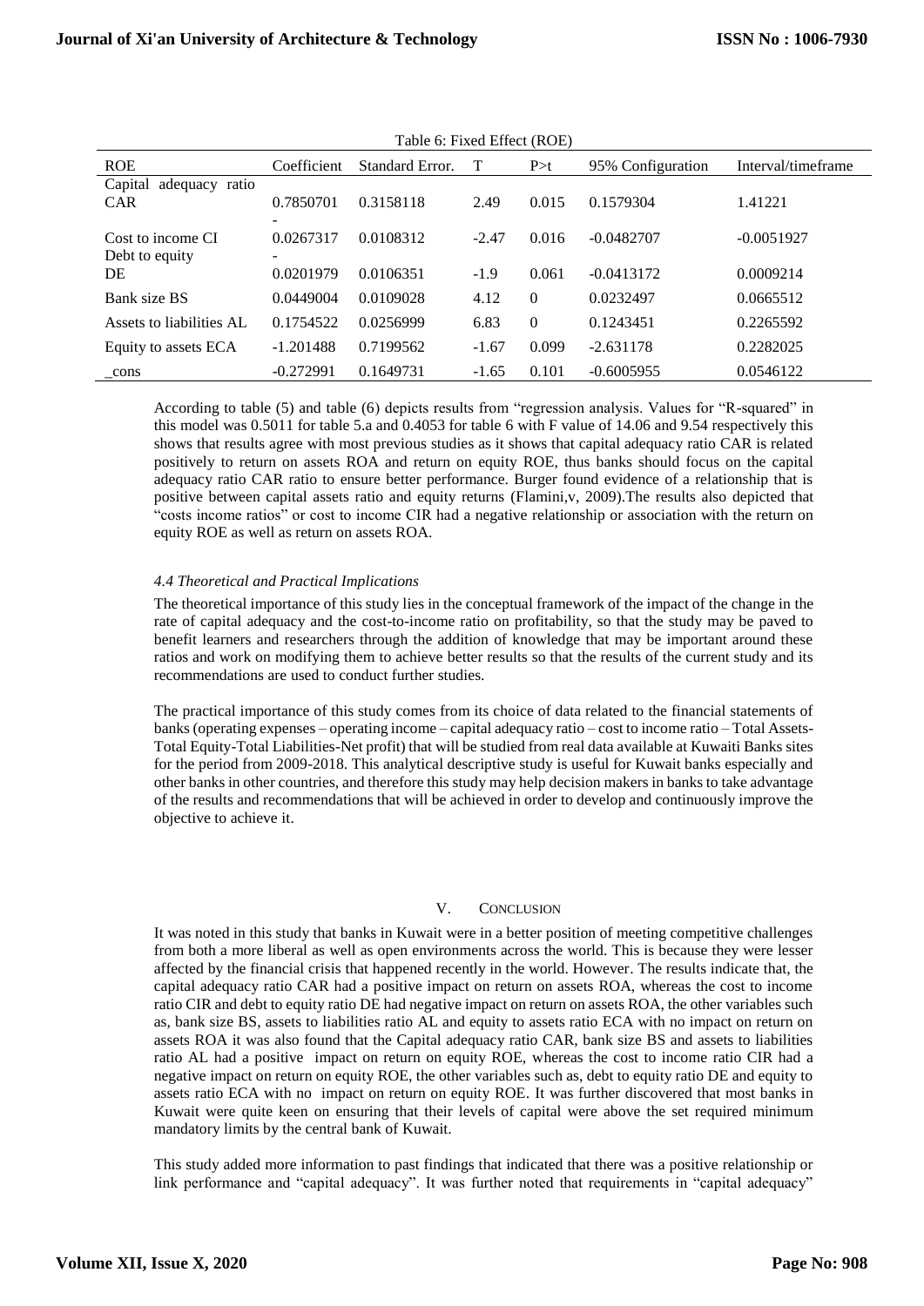Table 6: Fixed Effect (ROE)

| ROE | Coefficient | Standard Error. | T | P>t | 95% Configuration | Interval/timeframe |
|---|---|---|---|---|---|---|
| Capital adequacy ratio CAR | 0.7850701 | 0.3158118 | 2.49 | 0.015 | 0.1579304 | 1.41221 |
| Cost to income CI | -0.0267317 | 0.0108312 | -2.47 | 0.016 | -0.0482707 | -0.0051927 |
| Debt to equity DE | -0.0201979 | 0.0106351 | -1.9 | 0.061 | -0.0413172 | 0.0009214 |
| Bank size BS | 0.0449004 | 0.0109028 | 4.12 | 0 | 0.0232497 | 0.0665512 |
| Assets to liabilities AL | 0.1754522 | 0.0256999 | 6.83 | 0 | 0.1243451 | 0.2265592 |
| Equity to assets ECA | -1.201488 | 0.7199562 | -1.67 | 0.099 | -2.631178 | 0.2282025 |
| _cons | -0.272991 | 0.1649731 | -1.65 | 0.101 | -0.6005955 | 0.0546122 |

According to table (5) and table (6) depicts results from "regression analysis. Values for "R-squared" in this model was 0.5011 for table 5.a and 0.4053 for table 6 with F value of 14.06 and 9.54 respectively this shows that results agree with most previous studies as it shows that capital adequacy ratio CAR is related positively to return on assets ROA and return on equity ROE, thus banks should focus on the capital adequacy ratio CAR ratio to ensure better performance. Burger found evidence of a relationship that is positive between capital assets ratio and equity returns (Flamini,v, 2009).The results also depicted that "costs income ratios" or cost to income CIR had a negative relationship or association with the return on equity ROE as well as return on assets ROA.

### *4.4 Theoretical and Practical Implications*

The theoretical importance of this study lies in the conceptual framework of the impact of the change in the rate of capital adequacy and the cost-to-income ratio on profitability, so that the study may be paved to benefit learners and researchers through the addition of knowledge that may be important around these ratios and work on modifying them to achieve better results so that the results of the current study and its recommendations are used to conduct further studies.

The practical importance of this study comes from its choice of data related to the financial statements of banks (operating expenses – operating income – capital adequacy ratio – cost to income ratio – Total Assets-Total Equity-Total Liabilities-Net profit) that will be studied from real data available at Kuwaiti Banks sites for the period from 2009-2018. This analytical descriptive study is useful for Kuwait banks especially and other banks in other countries, and therefore this study may help decision makers in banks to take advantage of the results and recommendations that will be achieved in order to develop and continuously improve the objective to achieve it.

## V. Conclusion

It was noted in this study that banks in Kuwait were in a better position of meeting competitive challenges from both a more liberal as well as open environments across the world. This is because they were lesser affected by the financial crisis that happened recently in the world. However. The results indicate that, the capital adequacy ratio CAR had a positive impact on return on assets ROA, whereas the cost to income ratio CIR and debt to equity ratio DE had negative impact on return on assets ROA, the other variables such as, bank size BS, assets to liabilities ratio AL and equity to assets ratio ECA with no impact on return on assets ROA it was also found that the Capital adequacy ratio CAR, bank size BS and assets to liabilities ratio AL had a positive impact on return on equity ROE, whereas the cost to income ratio CIR had a negative impact on return on equity ROE, the other variables such as, debt to equity ratio DE and equity to assets ratio ECA with no impact on return on equity ROE. It was further discovered that most banks in Kuwait were quite keen on ensuring that their levels of capital were above the set required minimum mandatory limits by the central bank of Kuwait.

This study added more information to past findings that indicated that there was a positive relationship or link performance and "capital adequacy". It was further noted that requirements in "capital adequacy"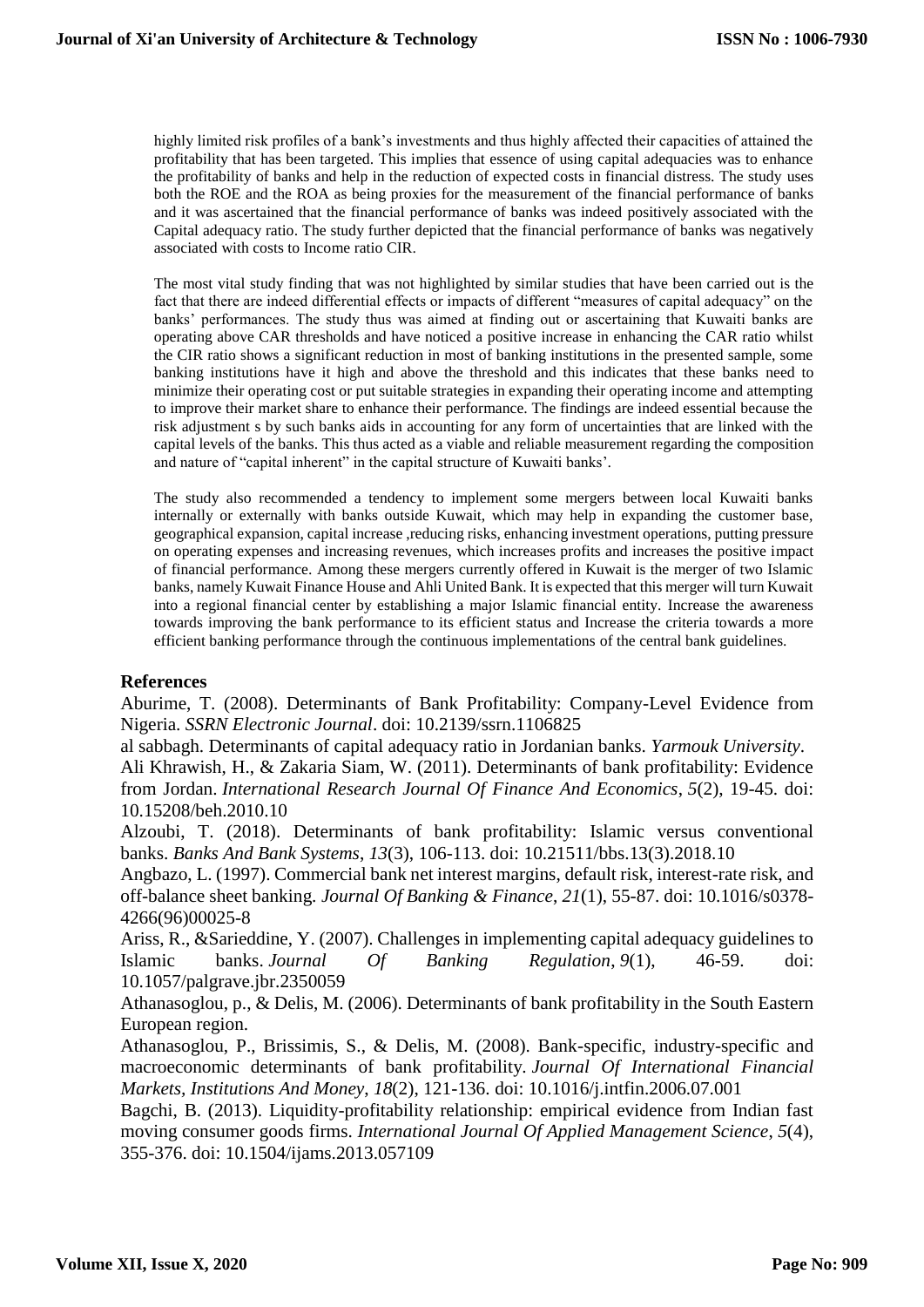highly limited risk profiles of a bank's investments and thus highly affected their capacities of attained the profitability that has been targeted. This implies that essence of using capital adequacies was to enhance the profitability of banks and help in the reduction of expected costs in financial distress. The study uses both the ROE and the ROA as being proxies for the measurement of the financial performance of banks and it was ascertained that the financial performance of banks was indeed positively associated with the Capital adequacy ratio. The study further depicted that the financial performance of banks was negatively associated with costs to Income ratio CIR.

The most vital study finding that was not highlighted by similar studies that have been carried out is the fact that there are indeed differential effects or impacts of different "measures of capital adequacy" on the banks' performances. The study thus was aimed at finding out or ascertaining that Kuwaiti banks are operating above CAR thresholds and have noticed a positive increase in enhancing the CAR ratio whilst the CIR ratio shows a significant reduction in most of banking institutions in the presented sample, some banking institutions have it high and above the threshold and this indicates that these banks need to minimize their operating cost or put suitable strategies in expanding their operating income and attempting to improve their market share to enhance their performance. The findings are indeed essential because the risk adjustment s by such banks aids in accounting for any form of uncertainties that are linked with the capital levels of the banks. This thus acted as a viable and reliable measurement regarding the composition and nature of "capital inherent" in the capital structure of Kuwaiti banks'.

The study also recommended a tendency to implement some mergers between local Kuwaiti banks internally or externally with banks outside Kuwait, which may help in expanding the customer base, geographical expansion, capital increase ,reducing risks, enhancing investment operations, putting pressure on operating expenses and increasing revenues, which increases profits and increases the positive impact of financial performance. Among these mergers currently offered in Kuwait is the merger of two Islamic banks, namely Kuwait Finance House and Ahli United Bank. It is expected that this merger will turn Kuwait into a regional financial center by establishing a major Islamic financial entity. Increase the awareness towards improving the bank performance to its efficient status and Increase the criteria towards a more efficient banking performance through the continuous implementations of the central bank guidelines.

## References

Aburime, T. (2008). Determinants of Bank Profitability: Company-Level Evidence from Nigeria. *SSRN Electronic Journal*. doi: 10.2139/ssrn.1106825

al sabbagh. Determinants of capital adequacy ratio in Jordanian banks. *Yarmouk University*.

Ali Khrawish, H., & Zakaria Siam, W. (2011). Determinants of bank profitability: Evidence from Jordan. *International Research Journal Of Finance And Economics*, *5*(2), 19-45. doi: 10.15208/beh.2010.10

Alzoubi, T. (2018). Determinants of bank profitability: Islamic versus conventional banks. *Banks And Bank Systems*, *13*(3), 106-113. doi: 10.21511/bbs.13(3).2018.10

Angbazo, L. (1997). Commercial bank net interest margins, default risk, interest-rate risk, and off-balance sheet banking. *Journal Of Banking & Finance*, *21*(1), 55-87. doi: 10.1016/s0378-4266(96)00025-8

Ariss, R., &Sarieddine, Y. (2007). Challenges in implementing capital adequacy guidelines to Islamic banks. *Journal Of Banking Regulation*, *9*(1), 46-59. doi: 10.1057/palgrave.jbr.2350059

Athanasoglou, p., & Delis, M. (2006). Determinants of bank profitability in the South Eastern European region.

Athanasoglou, P., Brissimis, S., & Delis, M. (2008). Bank-specific, industry-specific and macroeconomic determinants of bank profitability. *Journal Of International Financial Markets, Institutions And Money*, *18*(2), 121-136. doi: 10.1016/j.intfin.2006.07.001

Bagchi, B. (2013). Liquidity-profitability relationship: empirical evidence from Indian fast moving consumer goods firms. *International Journal Of Applied Management Science*, *5*(4), 355-376. doi: 10.1504/ijams.2013.057109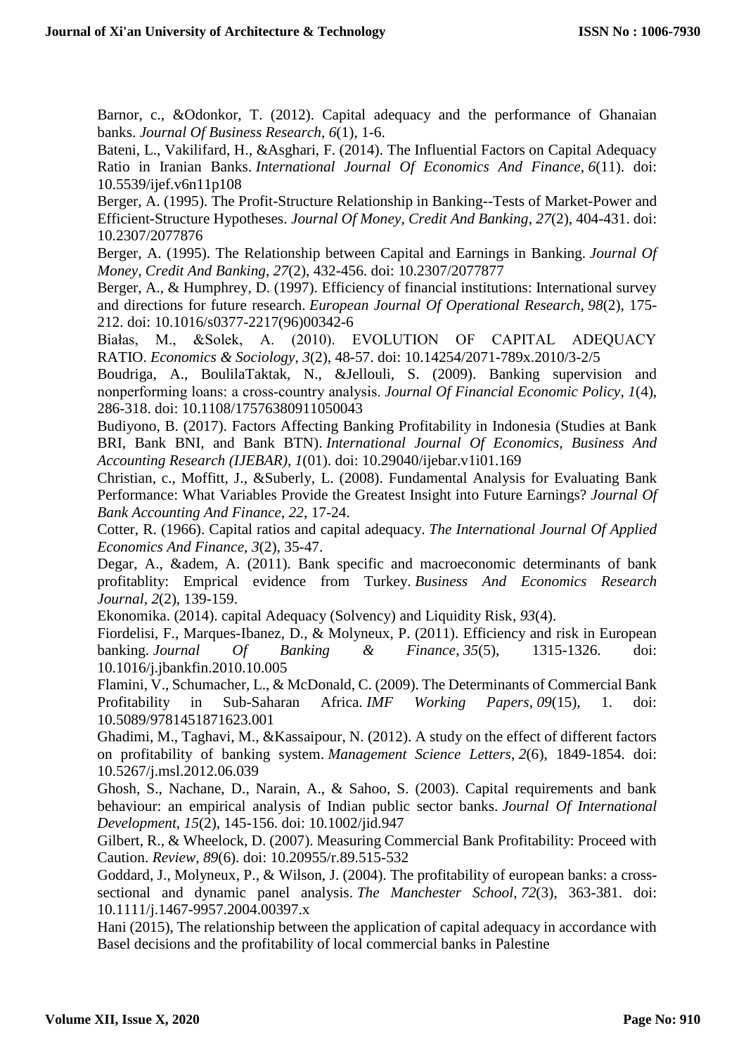Barnor, c., &Odonkor, T. (2012). Capital adequacy and the performance of Ghanaian banks. *Journal Of Business Research*, *6*(1), 1-6.

Bateni, L., Vakilifard, H., &Asghari, F. (2014). The Influential Factors on Capital Adequacy Ratio in Iranian Banks. *International Journal Of Economics And Finance*, *6*(11). doi: 10.5539/ijef.v6n11p108

Berger, A. (1995). The Profit-Structure Relationship in Banking--Tests of Market-Power and Efficient-Structure Hypotheses. *Journal Of Money, Credit And Banking*, *27*(2), 404-431. doi: 10.2307/2077876

Berger, A. (1995). The Relationship between Capital and Earnings in Banking. *Journal Of Money, Credit And Banking*, *27*(2), 432-456. doi: 10.2307/2077877

Berger, A., & Humphrey, D. (1997). Efficiency of financial institutions: International survey and directions for future research. *European Journal Of Operational Research*, *98*(2), 175-212. doi: 10.1016/s0377-2217(96)00342-6

Białas, M., &Solek, A. (2010). EVOLUTION OF CAPITAL ADEQUACY RATIO. *Economics & Sociology*, *3*(2), 48-57. doi: 10.14254/2071-789x.2010/3-2/5

Boudriga, A., BoulilaTaktak, N., &Jellouli, S. (2009). Banking supervision and nonperforming loans: a cross-country analysis. *Journal Of Financial Economic Policy*, *1*(4), 286-318. doi: 10.1108/17576380911050043

Budiyono, B. (2017). Factors Affecting Banking Profitability in Indonesia (Studies at Bank BRI, Bank BNI, and Bank BTN). *International Journal Of Economics, Business And Accounting Research (IJEBAR)*, *1*(01). doi: 10.29040/ijebar.v1i01.169

Christian, c., Moffitt, J., &Suberly, L. (2008). Fundamental Analysis for Evaluating Bank Performance: What Variables Provide the Greatest Insight into Future Earnings? *Journal Of Bank Accounting And Finance*, *22*, 17-24.

Cotter, R. (1966). Capital ratios and capital adequacy. *The International Journal Of Applied Economics And Finance*, *3*(2), 35-47.

Degar, A., &adem, A. (2011). Bank specific and macroeconomic determinants of bank profitablity: Emprical evidence from Turkey. *Business And Economics Research Journal*, *2*(2), 139-159.

Ekonomika. (2014). capital Adequacy (Solvency) and Liquidity Risk, *93*(4).

Fiordelisi, F., Marques-Ibanez, D., & Molyneux, P. (2011). Efficiency and risk in European banking. *Journal Of Banking & Finance*, *35*(5), 1315-1326. doi: 10.1016/j.jbankfin.2010.10.005

Flamini, V., Schumacher, L., & McDonald, C. (2009). The Determinants of Commercial Bank Profitability in Sub-Saharan Africa. *IMF Working Papers*, *09*(15), 1. doi: 10.5089/9781451871623.001

Ghadimi, M., Taghavi, M., &Kassaipour, N. (2012). A study on the effect of different factors on profitability of banking system. *Management Science Letters*, *2*(6), 1849-1854. doi: 10.5267/j.msl.2012.06.039

Ghosh, S., Nachane, D., Narain, A., & Sahoo, S. (2003). Capital requirements and bank behaviour: an empirical analysis of Indian public sector banks. *Journal Of International Development*, *15*(2), 145-156. doi: 10.1002/jid.947

Gilbert, R., & Wheelock, D. (2007). Measuring Commercial Bank Profitability: Proceed with Caution. *Review*, *89*(6). doi: 10.20955/r.89.515-532

Goddard, J., Molyneux, P., & Wilson, J. (2004). The profitability of european banks: a cross-sectional and dynamic panel analysis. *The Manchester School*, *72*(3), 363-381. doi: 10.1111/j.1467-9957.2004.00397.x

Hani (2015), The relationship between the application of capital adequacy in accordance with Basel decisions and the profitability of local commercial banks in Palestine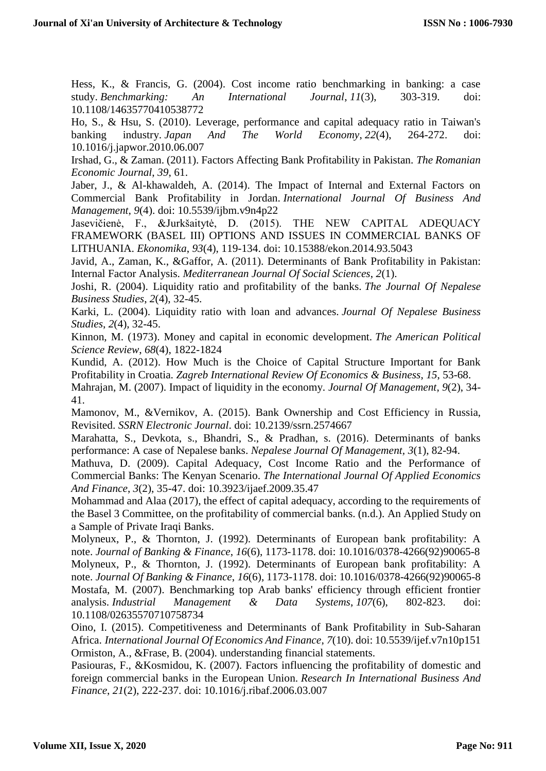Hess, K., & Francis, G. (2004). Cost income ratio benchmarking in banking: a case study. *Benchmarking: An International Journal*, *11*(3), 303-319. doi: 10.1108/14635770410538772

Ho, S., & Hsu, S. (2010). Leverage, performance and capital adequacy ratio in Taiwan's banking industry. *Japan And The World Economy*, *22*(4), 264-272. doi: 10.1016/j.japwor.2010.06.007

Irshad, G., & Zaman. (2011). Factors Affecting Bank Profitability in Pakistan. *The Romanian Economic Journal*, *39*, 61.

Jaber, J., & Al-khawaldeh, A. (2014). The Impact of Internal and External Factors on Commercial Bank Profitability in Jordan. *International Journal Of Business And Management*, *9*(4). doi: 10.5539/ijbm.v9n4p22

Jasevičienė, F., &Jurkšaitytė, D. (2015). THE NEW CAPITAL ADEQUACY FRAMEWORK (BASEL III) OPTIONS AND ISSUES IN COMMERCIAL BANKS OF LITHUANIA. *Ekonomika*, *93*(4), 119-134. doi: 10.15388/ekon.2014.93.5043

Javid, A., Zaman, K., &Gaffor, A. (2011). Determinants of Bank Profitability in Pakistan: Internal Factor Analysis. *Mediterranean Journal Of Social Sciences*, *2*(1).

Joshi, R. (2004). Liquidity ratio and profitability of the banks. *The Journal Of Nepalese Business Studies*, *2*(4), 32-45.

Karki, L. (2004). Liquidity ratio with loan and advances. *Journal Of Nepalese Business Studies*, *2*(4), 32-45.

Kinnon, M. (1973). Money and capital in economic development. *The American Political Science Review*, *68*(4), 1822-1824

Kundid, A. (2012). How Much is the Choice of Capital Structure Important for Bank Profitability in Croatia. *Zagreb International Review Of Economics & Business*, *15*, 53-68.

Mahrajan, M. (2007). Impact of liquidity in the economy. *Journal Of Management*, *9*(2), 34-41.

Mamonov, M., &Vernikov, A. (2015). Bank Ownership and Cost Efficiency in Russia, Revisited. *SSRN Electronic Journal*. doi: 10.2139/ssrn.2574667

Marahatta, S., Devkota, s., Bhandri, S., & Pradhan, s. (2016). Determinants of banks performance: A case of Nepalese banks. *Nepalese Journal Of Management*, *3*(1), 82-94.

Mathuva, D. (2009). Capital Adequacy, Cost Income Ratio and the Performance of Commercial Banks: The Kenyan Scenario. *The International Journal Of Applied Economics And Finance*, *3*(2), 35-47. doi: 10.3923/ijaef.2009.35.47

Mohammad and Alaa (2017), the effect of capital adequacy, according to the requirements of the Basel 3 Committee, on the profitability of commercial banks. (n.d.). An Applied Study on a Sample of Private Iraqi Banks.

Molyneux, P., & Thornton, J. (1992). Determinants of European bank profitability: A note. *Journal of Banking & Finance*, *16*(6), 1173-1178. doi: 10.1016/0378-4266(92)90065-8

Molyneux, P., & Thornton, J. (1992). Determinants of European bank profitability: A note. *Journal Of Banking & Finance*, *16*(6), 1173-1178. doi: 10.1016/0378-4266(92)90065-8

Mostafa, M. (2007). Benchmarking top Arab banks' efficiency through efficient frontier analysis. *Industrial Management & Data Systems*, *107*(6), 802-823. doi: 10.1108/02635570710758734

Oino, I. (2015). Competitiveness and Determinants of Bank Profitability in Sub-Saharan Africa. *International Journal Of Economics And Finance*, *7*(10). doi: 10.5539/ijef.v7n10p151

Ormiston, A., &Frase, B. (2004). understanding financial statements.

Pasiouras, F., &Kosmidou, K. (2007). Factors influencing the profitability of domestic and foreign commercial banks in the European Union. *Research In International Business And Finance*, *21*(2), 222-237. doi: 10.1016/j.ribaf.2006.03.007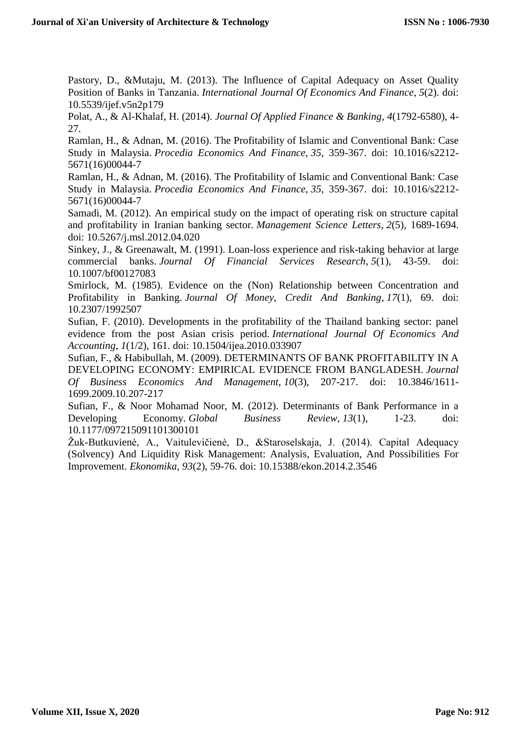Pastory, D., &Mutaju, M. (2013). The Influence of Capital Adequacy on Asset Quality Position of Banks in Tanzania. *International Journal Of Economics And Finance*, *5*(2). doi: 10.5539/ijef.v5n2p179

Polat, A., & Al-Khalaf, H. (2014). *Journal Of Applied Finance & Banking*, *4*(1792-6580), 4-27.

Ramlan, H., & Adnan, M. (2016). The Profitability of Islamic and Conventional Bank: Case Study in Malaysia. *Procedia Economics And Finance*, *35*, 359-367. doi: 10.1016/s2212-5671(16)00044-7

Ramlan, H., & Adnan, M. (2016). The Profitability of Islamic and Conventional Bank: Case Study in Malaysia. *Procedia Economics And Finance*, *35*, 359-367. doi: 10.1016/s2212-5671(16)00044-7

Samadi, M. (2012). An empirical study on the impact of operating risk on structure capital and profitability in Iranian banking sector. *Management Science Letters*, *2*(5), 1689-1694. doi: 10.5267/j.msl.2012.04.020

Sinkey, J., & Greenawalt, M. (1991). Loan-loss experience and risk-taking behavior at large commercial banks. *Journal Of Financial Services Research*, *5*(1), 43-59. doi: 10.1007/bf00127083

Smirlock, M. (1985). Evidence on the (Non) Relationship between Concentration and Profitability in Banking. *Journal Of Money, Credit And Banking*, *17*(1), 69. doi: 10.2307/1992507

Sufian, F. (2010). Developments in the profitability of the Thailand banking sector: panel evidence from the post Asian crisis period. *International Journal Of Economics And Accounting*, *1*(1/2), 161. doi: 10.1504/ijea.2010.033907

Sufian, F., & Habibullah, M. (2009). DETERMINANTS OF BANK PROFITABILITY IN A DEVELOPING ECONOMY: EMPIRICAL EVIDENCE FROM BANGLADESH. *Journal Of Business Economics And Management*, *10*(3), 207-217. doi: 10.3846/1611-1699.2009.10.207-217

Sufian, F., & Noor Mohamad Noor, M. (2012). Determinants of Bank Performance in a Developing Economy. *Global Business Review*, *13*(1), 1-23. doi: 10.1177/097215091101300101

Žuk-Butkuvienė, A., Vaitulevičienė, D., &Staroselskaja, J. (2014). Capital Adequacy (Solvency) And Liquidity Risk Management: Analysis, Evaluation, And Possibilities For Improvement. *Ekonomika*, *93*(2), 59-76. doi: 10.15388/ekon.2014.2.3546